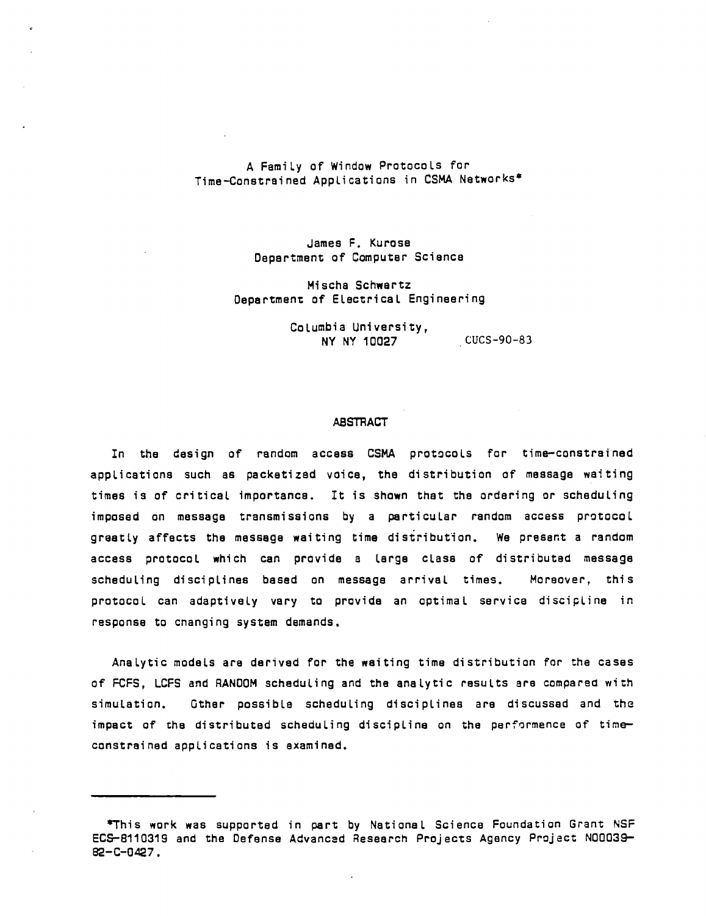# A Family of Window Protocols for Time-Constrained Applications in CSMA Networks*

James F. Kurose
Department of Computer Science

Mischa Schwartz
Department of Electrical Engineering

Columbia University,
NY NY 10027

CUCS-90-83

## ABSTRACT

In the design of random access CSMA protocols for time-constrained applications such as packetized voice, the distribution of message waiting times is of critical importance. It is shown that the ordering or scheduling imposed on message transmissions by a particular random access protocol greatly affects the message waiting time distribution. We present a random access protocol which can provide a large class of distributed message scheduling disciplines based on message arrival times. Moreover, this protocol can adaptively vary to provide an optimal service discipline in response to changing system demands.

Analytic models are derived for the waiting time distribution for the cases of FCFS, LCFS and RANDOM scheduling and the analytic results are compared with simulation. Other possible scheduling disciplines are discussed and the impact of the distributed scheduling discipline on the performance of time-constrained applications is examined.

---

*This work was supported in part by National Science Foundation Grant NSF ECS-8110319 and the Defense Advanced Research Projects Agency Project N00039-82-C-0427.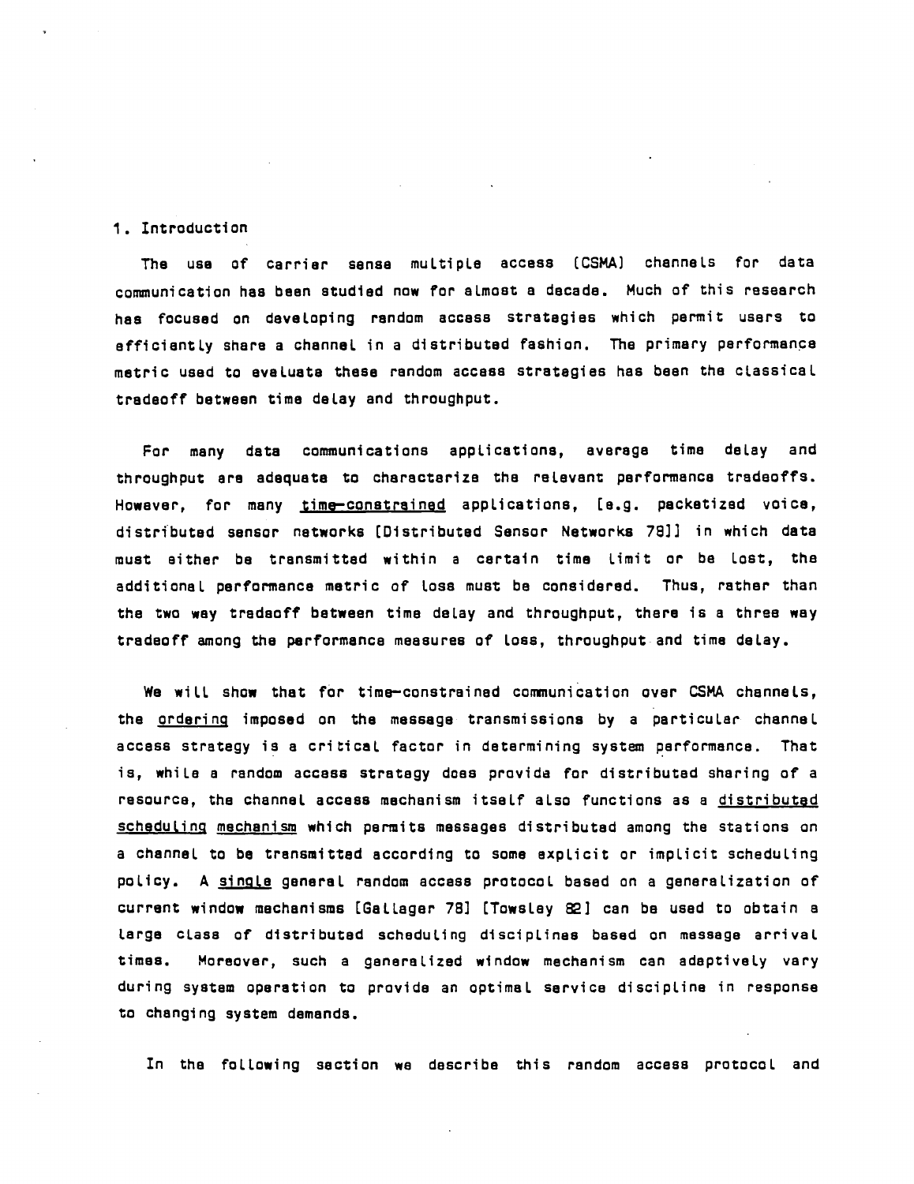## 1. Introduction

The use of carrier sense multiple access (CSMA) channels for data communication has been studied now for almost a decade. Much of this research has focused on developing random access strategies which permit users to efficiently share a channel in a distributed fashion. The primary performance metric used to evaluate these random access strategies has been the classical tradeoff between time delay and throughput.

For many data communications applications, average time delay and throughput are adequate to characterize the relevant performance tradeoffs. However, for many *time-constrained* applications, [e.g. packetized voice, distributed sensor networks [Distributed Sensor Networks 78]] in which data must either be transmitted within a certain time limit or be lost, the additional performance metric of loss must be considered. Thus, rather than the two way tradeoff between time delay and throughput, there is a three way tradeoff among the performance measures of loss, throughput and time delay.

We will show that for time-constrained communication over CSMA channels, the *ordering* imposed on the message transmissions by a particular channel access strategy is a critical factor in determining system performance. That is, while a random access strategy does provide for distributed sharing of a resource, the channel access mechanism itself also functions as a *distributed scheduling mechanism* which permits messages distributed among the stations on a channel to be transmitted according to some explicit or implicit scheduling policy. A *single* general random access protocol based on a generalization of current window mechanisms [Gallager 78] [Towsley 82] can be used to obtain a large class of distributed scheduling disciplines based on message arrival times. Moreover, such a generalized window mechanism can adaptively vary during system operation to provide an optimal service discipline in response to changing system demands.

In the following section we describe this random access protocol and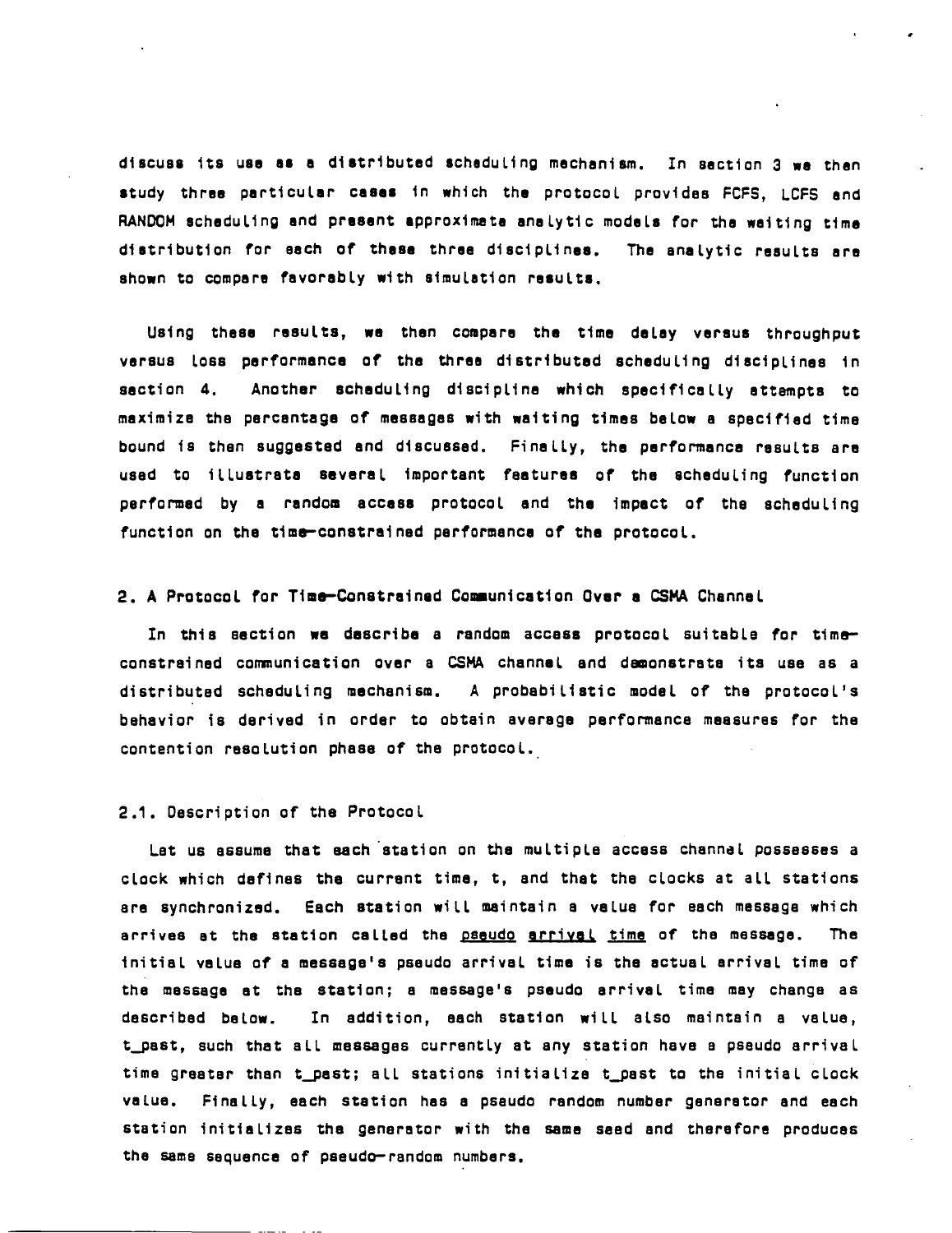discuss its use as a distributed scheduling mechanism. In section 3 we then study three particular cases in which the protocol provides FCFS, LCFS and RANDOM scheduling and present approximate analytic models for the waiting time distribution for each of these three disciplines. The analytic results are shown to compare favorably with simulation results.

Using these results, we then compare the time delay versus throughput versus loss performance of the three distributed scheduling disciplines in section 4. Another scheduling discipline which specifically attempts to maximize the percentage of messages with waiting times below a specified time bound is then suggested and discussed. Finally, the performance results are used to illustrate several important features of the scheduling function performed by a random access protocol and the impact of the scheduling function on the time-constrained performance of the protocol.

## 2. A Protocol for Time-Constrained Communication Over a CSMA Channel

In this section we describe a random access protocol suitable for time-constrained communication over a CSMA channel and demonstrate its use as a distributed scheduling mechanism. A probabilistic model of the protocol's behavior is derived in order to obtain average performance measures for the contention resolution phase of the protocol.

### 2.1. Description of the Protocol

Let us assume that each station on the multiple access channel possesses a clock which defines the current time, t, and that the clocks at all stations are synchronized. Each station will maintain a value for each message which arrives at the station called the <u>pseudo arrival time</u> of the message. The initial value of a message's pseudo arrival time is the actual arrival time of the message at the station; a message's pseudo arrival time may change as described below. In addition, each station will also maintain a value, t_past, such that all messages currently at any station have a pseudo arrival time greater than t_past; all stations initialize t_past to the initial clock value. Finally, each station has a pseudo random number generator and each station initializes the generator with the same seed and therefore produces the same sequence of pseudo-random numbers.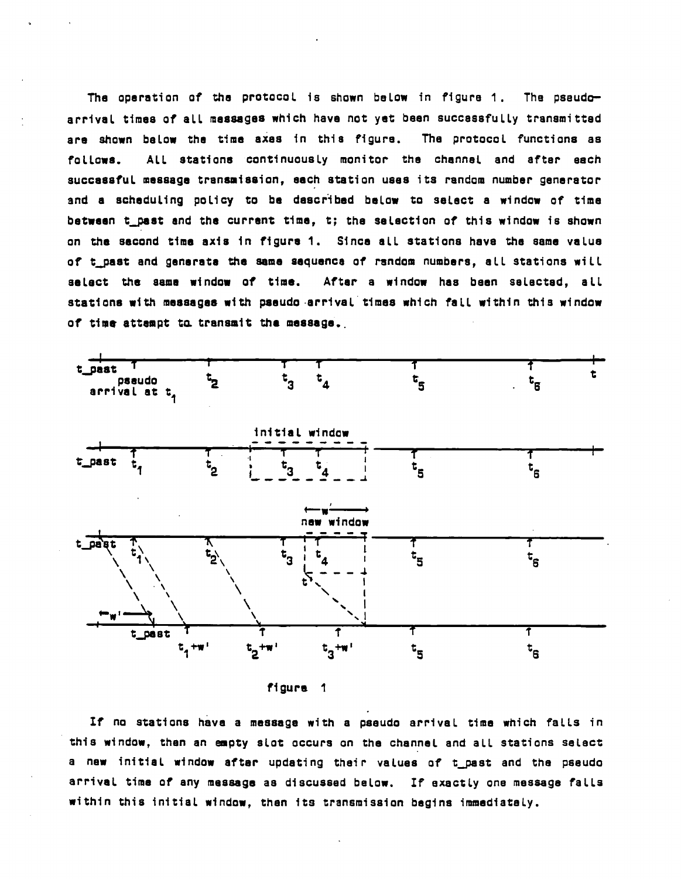The operation of the protocol is shown below in figure 1. The pseudo-arrival times of all messages which have not yet been successfully transmitted are shown below the time axes in this figure. The protocol functions as follows. All stations continuously monitor the channel and after each successful message transmission, each station uses its random number generator and a scheduling policy to be described below to select a window of time between t_past and the current time, t; the selection of this window is shown on the second time axis in figure 1. Since all stations have the same value of t_past and generate the same sequence of random numbers, all stations will select the same window of time. After a window has been selected, all stations with messages with pseudo arrival times which fall within this window of time attempt to transmit the message.

figure 1

If no stations have a message with a pseudo arrival time which falls in this window, then an empty slot occurs on the channel and all stations select a new initial window after updating their values of t_past and the pseudo arrival time of any message as discussed below. If exactly one message falls within this initial window, then its transmission begins immediately.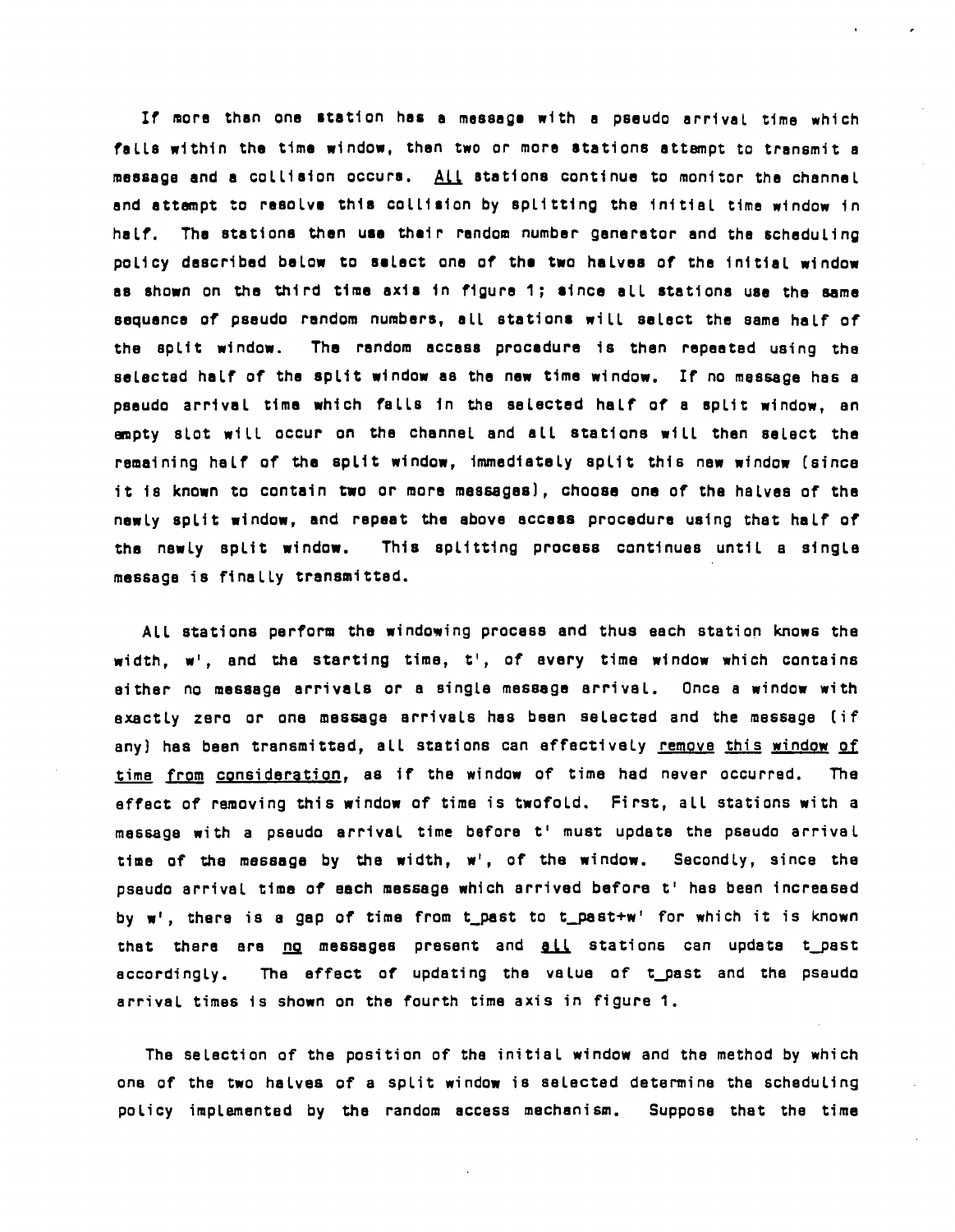If more than one station has a message with a pseudo arrival time which falls within the time window, then two or more stations attempt to transmit a message and a collision occurs. <u>All</u> stations continue to monitor the channel and attempt to resolve this collision by splitting the initial time window in half. The stations then use their random number generator and the scheduling policy described below to select one of the two halves of the initial window as shown on the third time axis in figure 1; since all stations use the same sequence of pseudo random numbers, all stations will select the same half of the split window. The random access procedure is then repeated using the selected half of the split window as the new time window. If no message has a pseudo arrival time which falls in the selected half of a split window, an empty slot will occur on the channel and all stations will then select the remaining half of the split window, immediately split this new window (since it is known to contain two or more messages), choose one of the halves of the newly split window, and repeat the above access procedure using that half of the newly split window. This splitting process continues until a single message is finally transmitted.

All stations perform the windowing process and thus each station knows the width, w', and the starting time, t', of every time window which contains either no message arrivals or a single message arrival. Once a window with exactly zero or one message arrivals has been selected and the message (if any) has been transmitted, all stations can effectively <u>remove this window of time from consideration</u>, as if the window of time had never occurred. The effect of removing this window of time is twofold. First, all stations with a message with a pseudo arrival time before t' must update the pseudo arrival time of the message by the width, w', of the window. Secondly, since the pseudo arrival time of each message which arrived before t' has been increased by w', there is a gap of time from t_past to t_past+w' for which it is known that there are <u>no</u> messages present and <u>all</u> stations can update t_past accordingly. The effect of updating the value of t_past and the pseudo arrival times is shown on the fourth time axis in figure 1.

The selection of the position of the initial window and the method by which one of the two halves of a split window is selected determine the scheduling policy implemented by the random access mechanism. Suppose that the time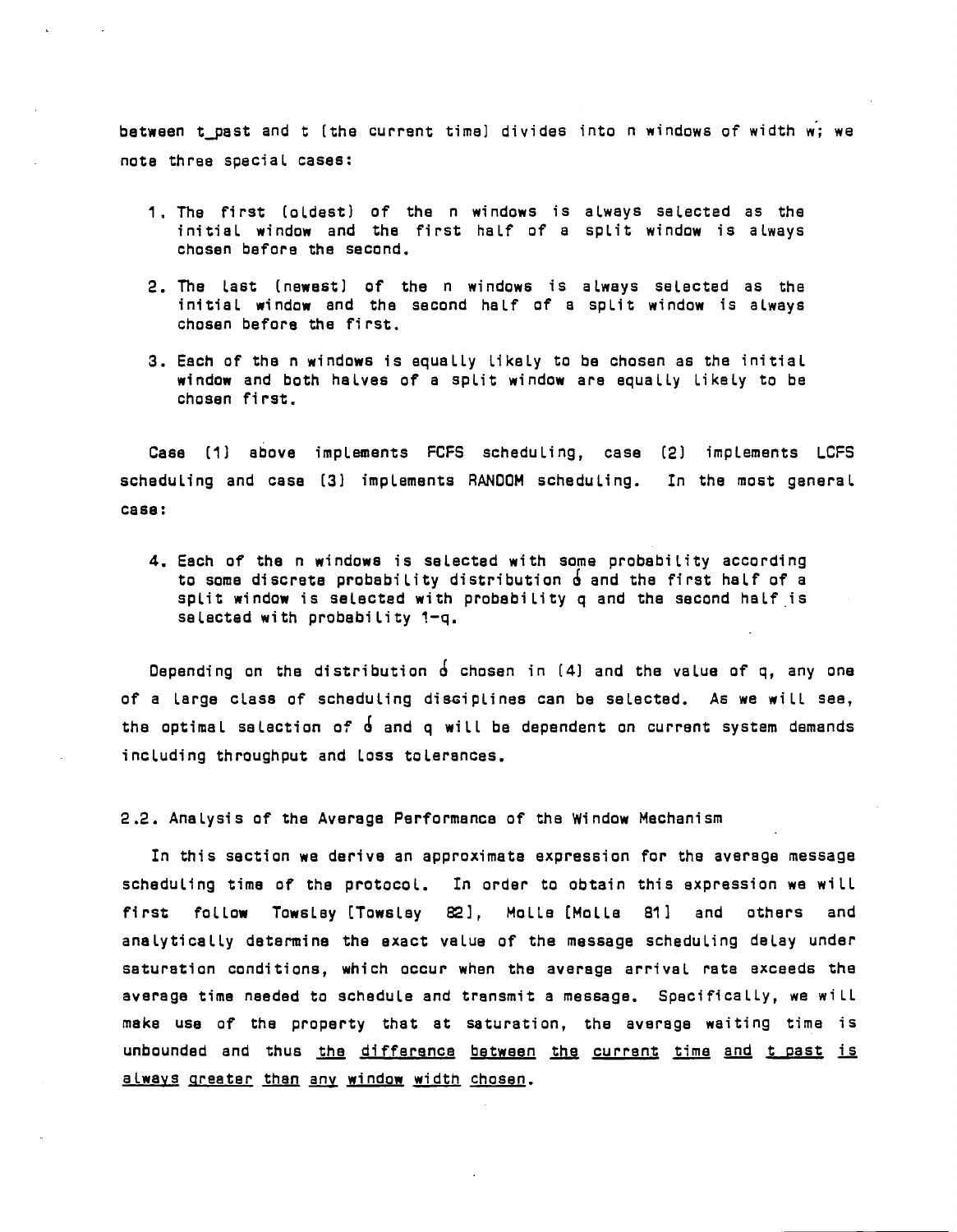between t_past and t (the current time) divides into n windows of width w; we note three special cases:

1. The first (oldest) of the n windows is always selected as the initial window and the first half of a split window is always chosen before the second.

2. The last (newest) of the n windows is always selected as the initial window and the second half of a split window is always chosen before the first.

3. Each of the n windows is equally likely to be chosen as the initial window and both halves of a split window are equally likely to be chosen first.

Case (1) above implements FCFS scheduling, case (2) implements LCFS scheduling and case (3) implements RANDOM scheduling. In the most general case:

4. Each of the n windows is selected with some probability according to some discrete probability distribution $\delta$ and the first half of a split window is selected with probability q and the second half is selected with probability 1-q.

Depending on the distribution $\delta$ chosen in (4) and the value of q, any one of a large class of scheduling disciplines can be selected. As we will see, the optimal selection of $\delta$ and q will be dependent on current system demands including throughput and loss tolerances.

## 2.2. Analysis of the Average Performance of the Window Mechanism

In this section we derive an approximate expression for the average message scheduling time of the protocol. In order to obtain this expression we will first follow Towsley [Towsley 82], Molle [Molle 81] and others and analytically determine the exact value of the message scheduling delay under saturation conditions, which occur when the average arrival rate exceeds the average time needed to schedule and transmit a message. Specifically, we will make use of the property that at saturation, the average waiting time is unbounded and thus <u>the difference between the current time and t_past is always greater than any window width chosen</u>.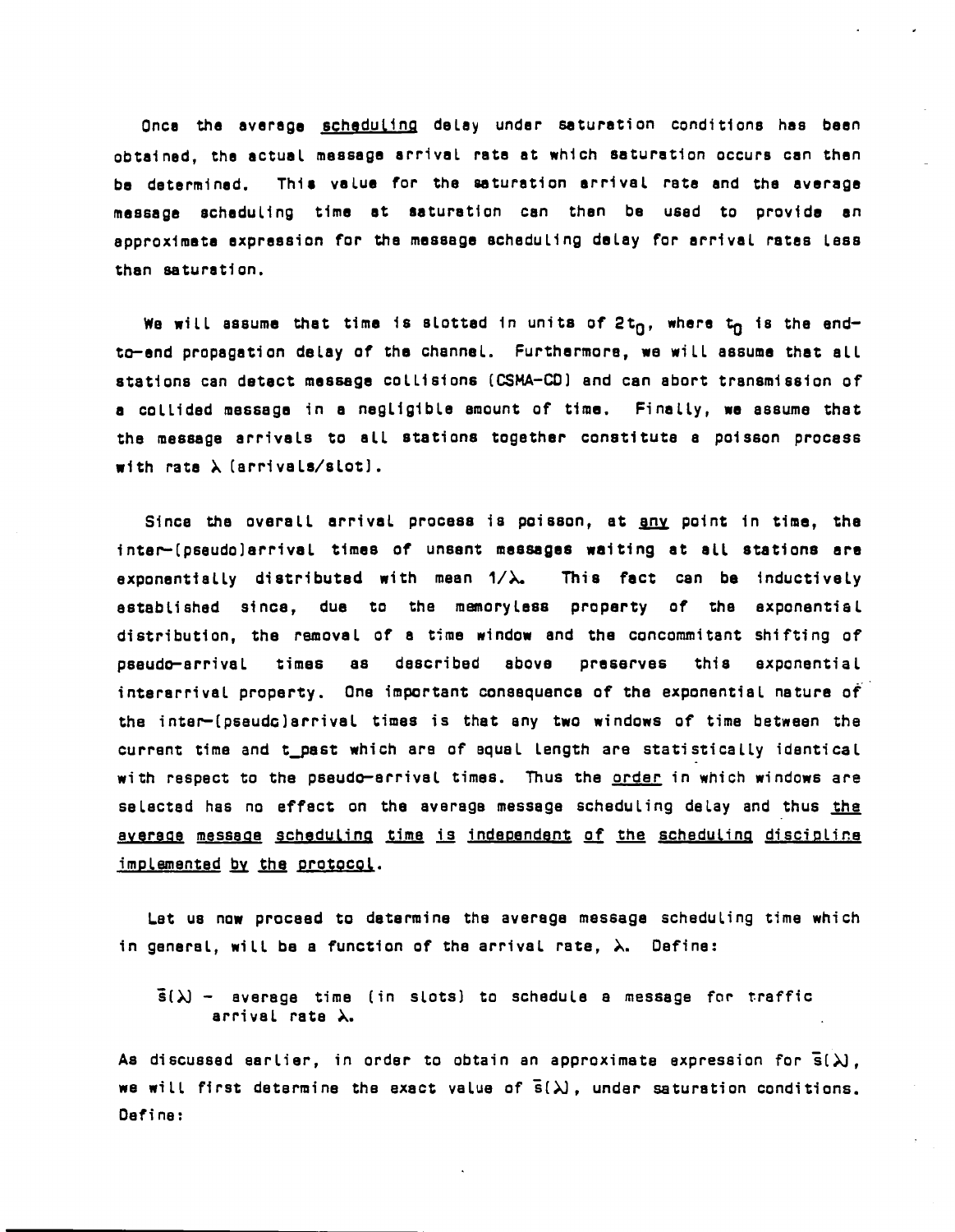Once the average *scheduling* delay under saturation conditions has been obtained, the actual message arrival rate at which saturation occurs can then be determined. This value for the saturation arrival rate and the average message scheduling time at saturation can then be used to provide an approximate expression for the message scheduling delay for arrival rates less than saturation.

We will assume that time is slotted in units of $2t_0$, where $t_0$ is the end-to-end propagation delay of the channel. Furthermore, we will assume that all stations can detect message collisions (CSMA-CD) and can abort transmission of a collided message in a negligible amount of time. Finally, we assume that the message arrivals to all stations together constitute a poisson process with rate $\lambda$ (arrivals/slot).

Since the overall arrival process is poisson, at *any* point in time, the inter-(pseudo)arrival times of unsent messages waiting at all stations are exponentially distributed with mean $1/\lambda$. This fact can be inductively established since, due to the memoryless property of the exponential distribution, the removal of a time window and the concommitant shifting of pseudo-arrival times as described above preserves this exponential interarrival property. One important consequence of the exponential nature of the inter-(pseudo)arrival times is that any two windows of time between the current time and $t_{past}$ which are of equal length are statistically identical with respect to the pseudo-arrival times. Thus the *order* in which windows are selected has no effect on the average message scheduling delay and thus *the average message scheduling time is independent of the scheduling discipline implemented by the protocol*.

Let us now proceed to determine the average message scheduling time which in general, will be a function of the arrival rate, $\lambda$. Define:

$\bar{s}(\lambda)$ - average time (in slots) to schedule a message for traffic arrival rate $\lambda$.

As discussed earlier, in order to obtain an approximate expression for $\bar{s}(\lambda)$, we will first determine the exact value of $\bar{s}(\lambda)$, under saturation conditions. Define: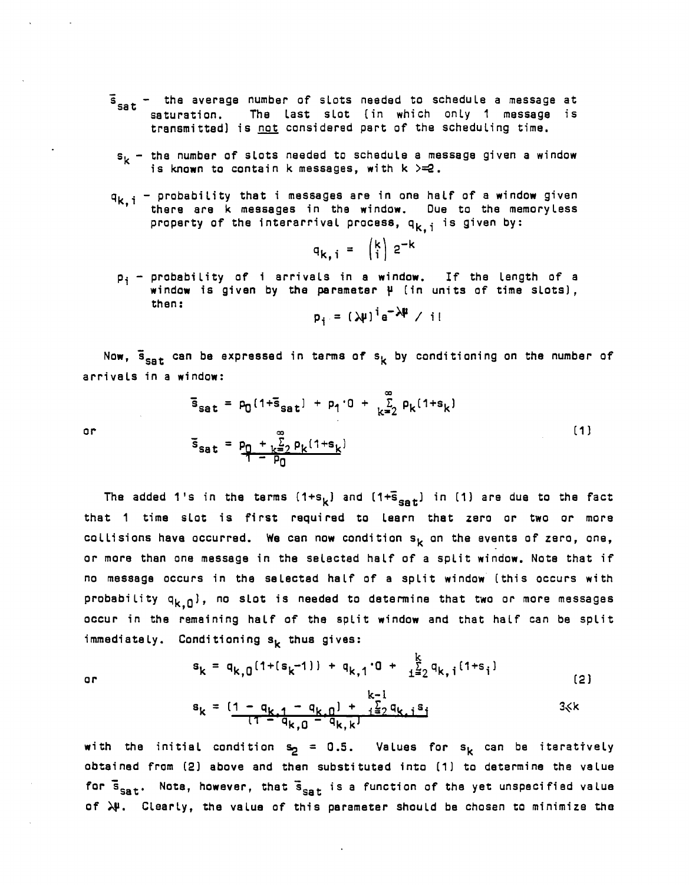- $\bar{s}_{sat}$ – the average number of slots needed to schedule a message at saturation. The last slot (in which only 1 message is transmitted) is not considered part of the scheduling time.

- $s_k$ – the number of slots needed to schedule a message given a window is known to contain k messages, with $k >= 2$.

- $q_{k,i}$ – probability that i messages are in one half of a window given there are k messages in the window. Due to the memoryless property of the interarrival process, $q_{k,i}$ is given by:

$$q_{k,i} = \binom{k}{i} 2^{-k}$$

- $p_i$ – probability of i arrivals in a window. If the length of a window is given by the parameter $\mu$ (in units of time slots), then:

$$p_i = (\lambda\mu)^i e^{-\lambda\mu} / i!$$

Now, $\bar{s}_{sat}$ can be expressed in terms of $s_k$ by conditioning on the number of arrivals in a window:

$$\bar{s}_{sat} = p_0(1+\bar{s}_{sat}) + p_1 \cdot 0 + \sum_{k=2}^{\infty} p_k(1+s_k)$$

or

$$\bar{s}_{sat} = \frac{p_0 + \sum_{k=2}^{\infty} p_k(1+s_k)}{1 - p_0} \tag{1}$$

The added 1's in the terms $(1+s_k)$ and $(1+\bar{s}_{sat})$ in (1) are due to the fact that 1 time slot is first required to learn that zero or two or more collisions have occurred. We can now condition $s_k$ on the events of zero, one, or more than one message in the selected half of a split window. Note that if no message occurs in the selected half of a split window (this occurs with probability $q_{k,0}$), no slot is needed to determine that two or more messages occur in the remaining half of the split window and that half can be split immediately. Conditioning $s_k$ thus gives:

$$s_k = q_{k,0}(1+(s_k-1)) + q_{k,1} \cdot 0 + \sum_{i=2}^{k} q_{k,i}(1+s_i)$$

or

$$s_k = \frac{(1 - q_{k,1} - q_{k,0}) + \sum_{i=2}^{k-1} q_{k,i} s_i}{(1 - q_{k,0} - q_{k,k})} \qquad 3 \leq k \tag{2}$$

with the initial condition $s_2 = 0.5$. Values for $s_k$ can be iteratively obtained from (2) above and then substituted into (1) to determine the value for $\bar{s}_{sat}$. Note, however, that $\bar{s}_{sat}$ is a function of the yet unspecified value of $\lambda\mu$. Clearly, the value of this parameter should be chosen to minimize the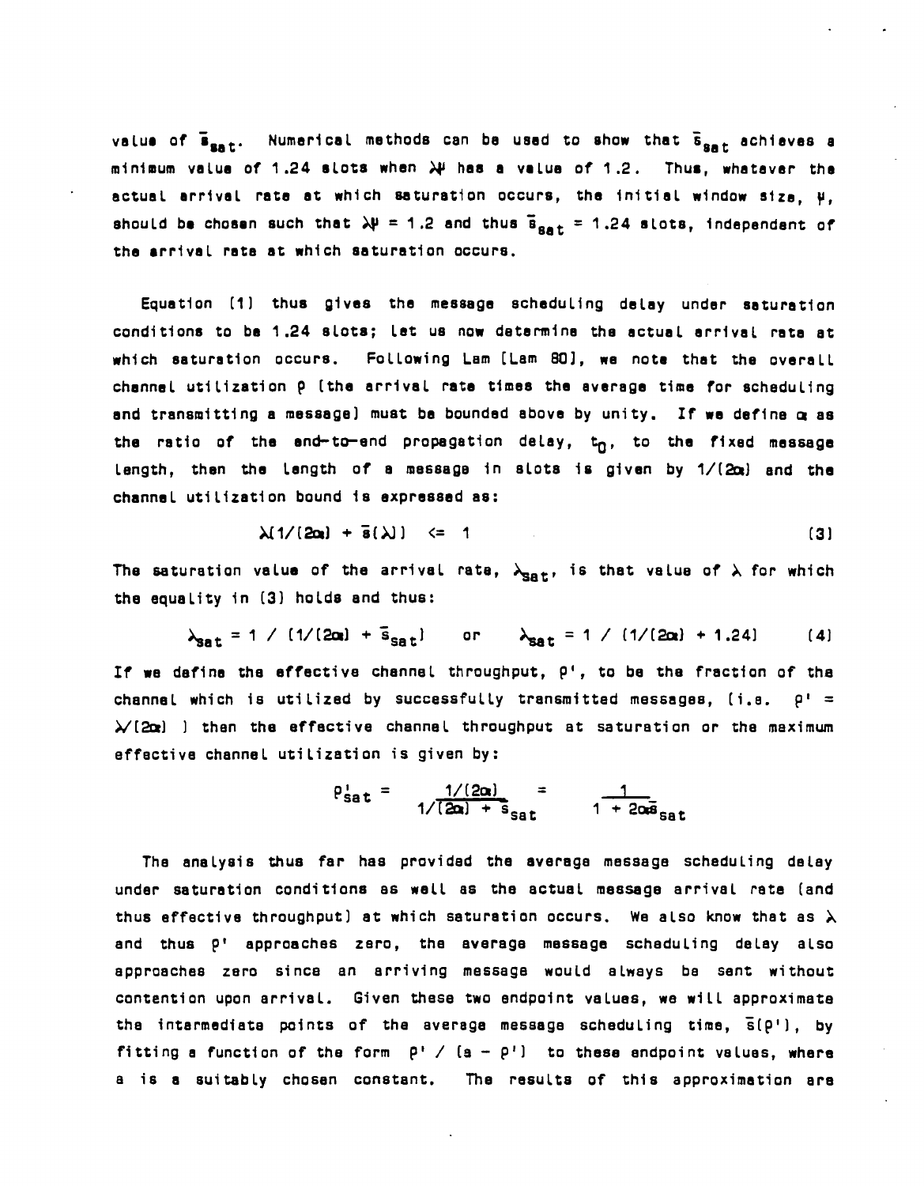value of $\bar{s}_{sat}$. Numerical methods can be used to show that $\bar{s}_{sat}$ achieves a minimum value of 1.24 slots when $\lambda\psi$ has a value of 1.2. Thus, whatever the actual arrival rate at which saturation occurs, the initial window size, $\psi$, should be chosen such that $\lambda\psi = 1.2$ and thus $\bar{s}_{sat} = 1.24$ slots, independent of the arrival rate at which saturation occurs.

Equation (1) thus gives the message scheduling delay under saturation conditions to be 1.24 slots; let us now determine the actual arrival rate at which saturation occurs. Following Lam [Lam 80], we note that the overall channel utilization $\rho$ (the arrival rate times the average time for scheduling and transmitting a message) must be bounded above by unity. If we define $\alpha$ as the ratio of the end-to-end propagation delay, $t_0$, to the fixed message length, then the length of a message in slots is given by $1/(2\alpha)$ and the channel utilization bound is expressed as:

$$\lambda(1/(2\alpha) + \bar{s}(\lambda)) \quad <= \quad 1 \tag{3}$$

The saturation value of the arrival rate, $\lambda_{sat}$, is that value of $\lambda$ for which the equality in (3) holds and thus:

$$\lambda_{sat} = 1 \; / \; (1/(2\alpha) + \bar{s}_{sat}) \qquad \text{or} \qquad \lambda_{sat} = 1 \; / \; (1/(2\alpha) + 1.24) \tag{4}$$

If we define the effective channel throughput, $\rho'$, to be the fraction of the channel which is utilized by successfully transmitted messages, (i.e. $\rho' = \lambda/(2\alpha)$ ) then the effective channel throughput at saturation or the maximum effective channel utilization is given by:

$$\rho'_{sat} = \frac{1/(2\alpha)}{1/(2\alpha) + \bar{s}_{sat}} = \frac{1}{1 + 2\alpha\bar{s}_{sat}}$$

The analysis thus far has provided the average message scheduling delay under saturation conditions as well as the actual message arrival rate (and thus effective throughput) at which saturation occurs. We also know that as $\lambda$ and thus $\rho'$ approaches zero, the average message scheduling delay also approaches zero since an arriving message would always be sent without contention upon arrival. Given these two endpoint values, we will approximate the intermediate points of the average message scheduling time, $\bar{s}(\rho')$, by fitting a function of the form $\rho' \; / \; (a - \rho')$ to these endpoint values, where a is a suitably chosen constant. The results of this approximation are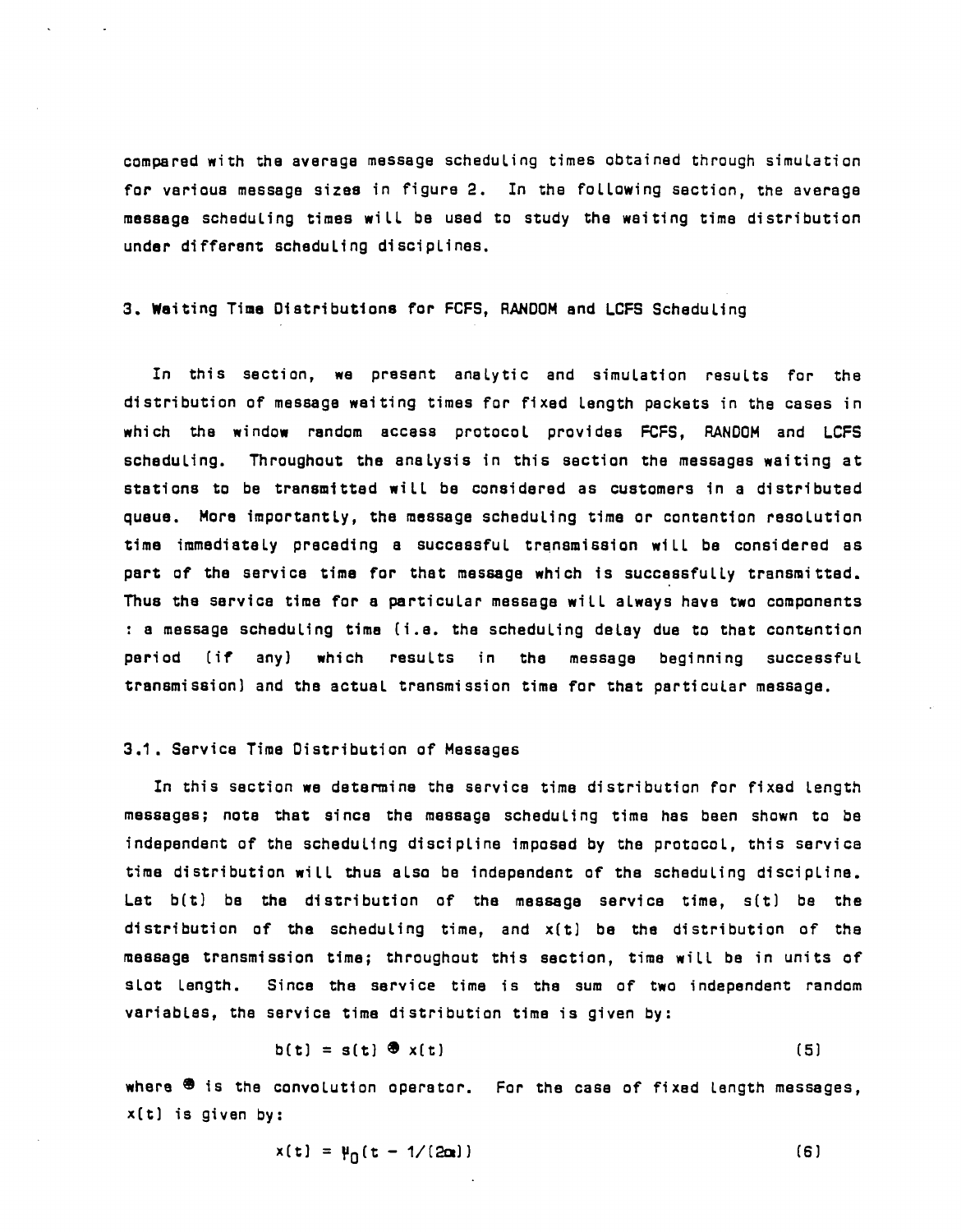compared with the average message scheduling times obtained through simulation for various message sizes in figure 2. In the following section, the average message scheduling times will be used to study the waiting time distribution under different scheduling disciplines.

## 3. Waiting Time Distributions for FCFS, RANDOM and LCFS Scheduling

In this section, we present analytic and simulation results for the distribution of message waiting times for fixed length packets in the cases in which the window random access protocol provides FCFS, RANDOM and LCFS scheduling. Throughout the analysis in this section the messages waiting at stations to be transmitted will be considered as customers in a distributed queue. More importantly, the message scheduling time or contention resolution time immediately preceding a successful transmission will be considered as part of the service time for that message which is successfully transmitted. Thus the service time for a particular message will always have two components : a message scheduling time (i.e. the scheduling delay due to that contention period (if any) which results in the message beginning successful transmission) and the actual transmission time for that particular message.

### 3.1. Service Time Distribution of Messages

In this section we determine the service time distribution for fixed length messages; note that since the message scheduling time has been shown to be independent of the scheduling discipline imposed by the protocol, this service time distribution will thus also be independent of the scheduling discipline. Let $b(t)$ be the distribution of the message service time, $s(t)$ be the distribution of the scheduling time, and $x(t)$ be the distribution of the message transmission time; throughout this section, time will be in units of slot length. Since the service time is the sum of two independent random variables, the service time distribution time is given by:

$$b(t) = s(t) \circledast x(t) \tag{5}$$

where $\circledast$ is the convolution operator. For the case of fixed length messages, $x(t)$ is given by:

$$x(t) = \mu_0(t - 1/(2\alpha)) \tag{6}$$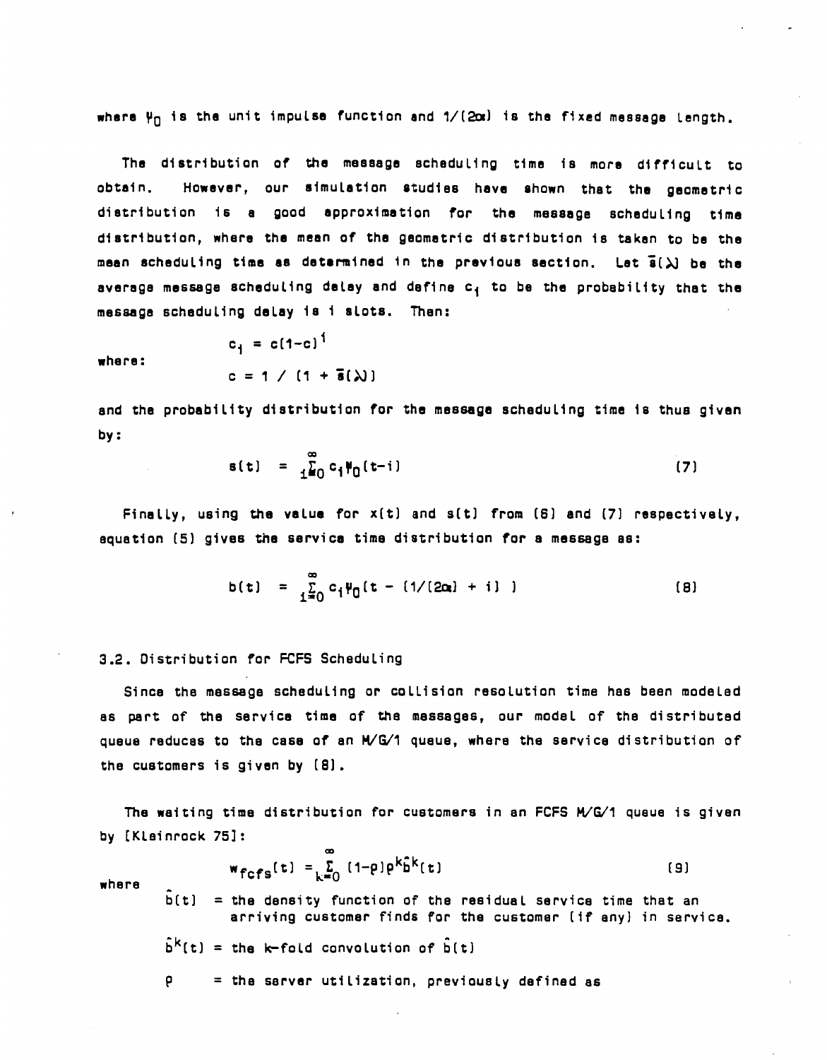where $\Psi_0$ is the unit impulse function and $1/(2\alpha)$ is the fixed message length.

The distribution of the message scheduling time is more difficult to obtain. However, our simulation studies have shown that the geometric distribution is a good approximation for the message scheduling time distribution, where the mean of the geometric distribution is taken to be the mean scheduling time as determined in the previous section. Let $\bar{s}(\lambda)$ be the average message scheduling delay and define $c_i$ to be the probability that the message scheduling delay is i slots. Then:

$$c_i = c(1-c)^i$$

where:

$$c = 1 / (1 + \bar{s}(\lambda))$$

and the probability distribution for the message scheduling time is thus given by:

$$s(t) = \sum_{i=0}^{\infty} c_i \Psi_0(t-i) \tag{7}$$

Finally, using the value for x(t) and s(t) from (6) and (7) respectively, equation (5) gives the service time distribution for a message as:

$$b(t) = \sum_{i=0}^{\infty} c_i \Psi_0(t - (1/(2\alpha) + i)) \tag{8}$$

### 3.2. Distribution for FCFS Scheduling

Since the message scheduling or collision resolution time has been modeled as part of the service time of the messages, our model of the distributed queue reduces to the case of an M/G/1 queue, where the service distribution of the customers is given by (8).

The waiting time distribution for customers in an FCFS M/G/1 queue is given by [Kleinrock 75]:

$$w_{fcfs}(t) = \sum_{k=0}^{\infty} (1-\rho)\rho^k \hat{b}^k(t) \tag{9}$$

where

$\hat{b}(t)$ = the density function of the residual service time that an arriving customer finds for the customer (if any) in service.

$\hat{b}^k(t)$ = the k-fold convolution of $\hat{b}(t)$

$\rho$ = the server utilization, previously defined as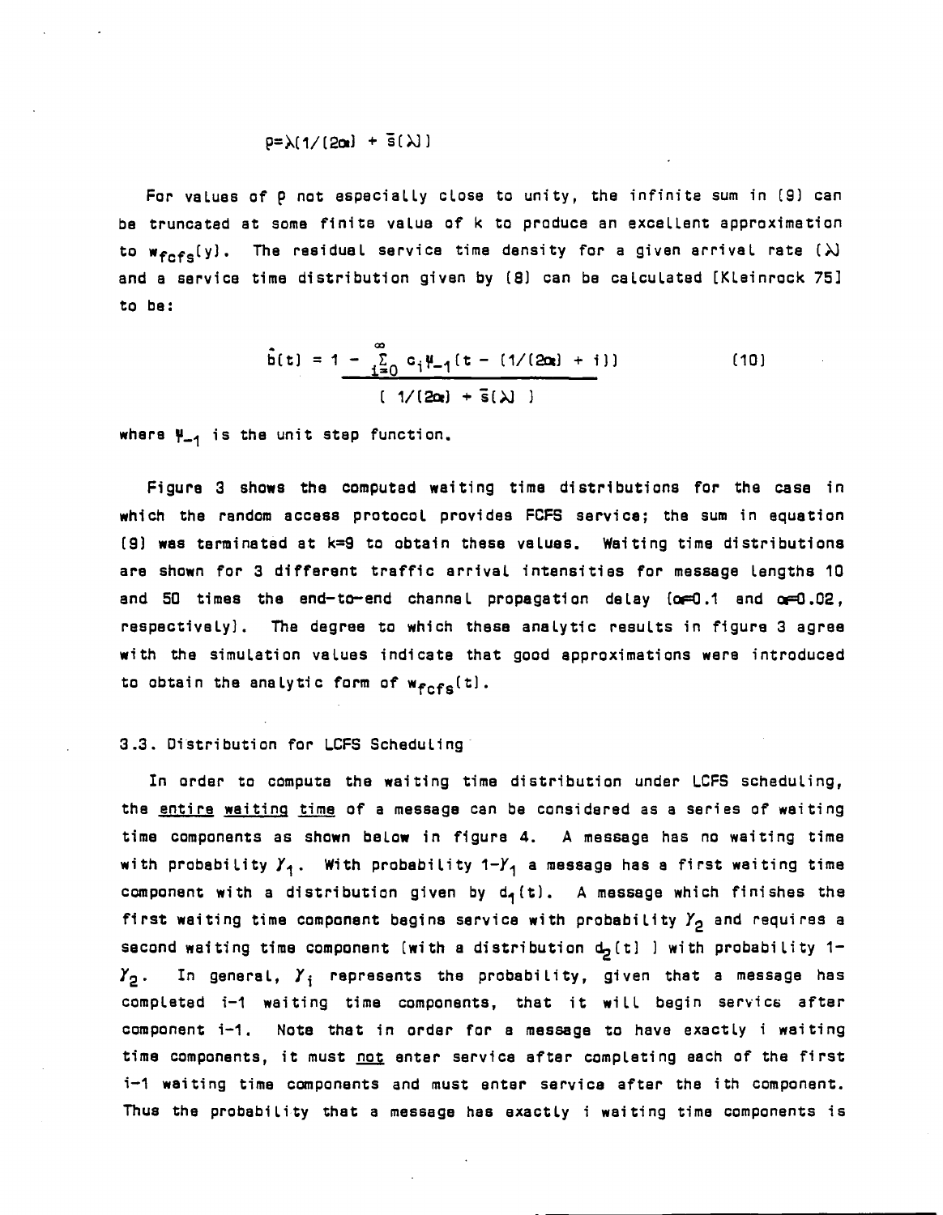$$\rho=\lambda(1/(2\alpha) + \bar{s}(\lambda))$$

For values of $\rho$ not especially close to unity, the infinite sum in (9) can be truncated at some finite value of k to produce an excellent approximation to $w_{fcfs}(y)$. The residual service time density for a given arrival rate ($\lambda$) and a service time distribution given by (8) can be calculated [Kleinrock 75] to be:

$$\hat{b}(t) = \frac{1 - \sum_{i=0}^{\infty} c_i \psi_{-1}(t - (1/(2\alpha) + i))}{(1/(2\alpha) + \bar{s}(\lambda))} \qquad (10)$$

where $\psi_{-1}$ is the unit step function.

Figure 3 shows the computed waiting time distributions for the case in which the random access protocol provides FCFS service; the sum in equation (9) was terminated at k=9 to obtain these values. Waiting time distributions are shown for 3 different traffic arrival intensities for message lengths 10 and 50 times the end-to-end channel propagation delay ($\alpha$=0.1 and $\alpha$=0.02, respectively). The degree to which these analytic results in figure 3 agree with the simulation values indicate that good approximations were introduced to obtain the analytic form of $w_{fcfs}(t)$.

### 3.3. Distribution for LCFS Scheduling

In order to compute the waiting time distribution under LCFS scheduling, the <u>entire waiting time</u> of a message can be considered as a series of waiting time components as shown below in figure 4. A message has no waiting time with probability $\gamma_1$. With probability $1-\gamma_1$ a message has a first waiting time component with a distribution given by $d_1(t)$. A message which finishes the first waiting time component begins service with probability $\gamma_2$ and requires a second waiting time component (with a distribution $d_2(t)$ ) with probability $1-\gamma_2$. In general, $\gamma_i$ represents the probability, given that a message has completed i-1 waiting time components, that it will begin service after component i-1. Note that in order for a message to have exactly i waiting time components, it must <u>not</u> enter service after completing each of the first i-1 waiting time components and must enter service after the ith component. Thus the probability that a message has exactly i waiting time components is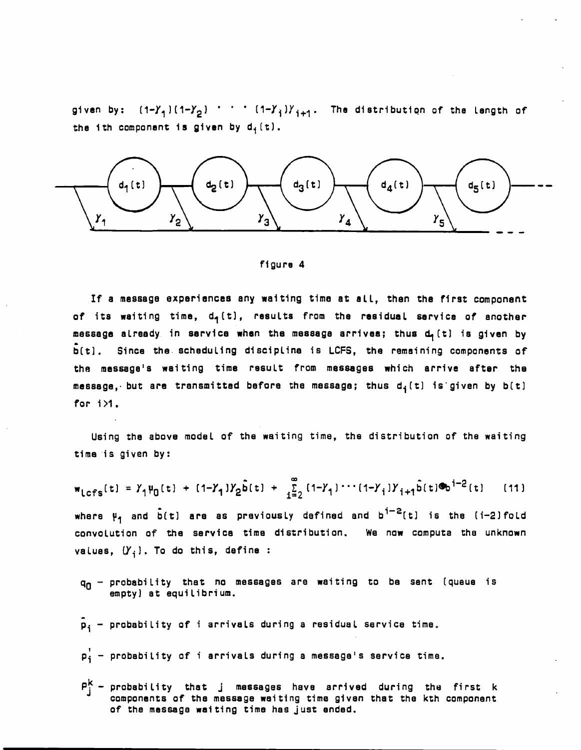given by: $(1-\gamma_1)(1-\gamma_2) \cdots (1-\gamma_i)\gamma_{i+1}$. The distribution of the length of the ith component is given by $d_i(t)$.

figure 4

If a message experiences any waiting time at all, then the first component of its waiting time, $d_1(t)$, results from the residual service of another message already in service when the message arrives; thus $d_1(t)$ is given by $\hat{b}(t)$. Since the scheduling discipline is LCFS, the remaining components of the message's waiting time result from messages which arrive after the message, but are transmitted before the message; thus $d_i(t)$ is given by $b(t)$ for $i>1$.

Using the above model of the waiting time, the distribution of the waiting time is given by:

$$w_{lcfs}(t) = \gamma_1 \mu_0(t) + (1-\gamma_1)\gamma_2 \hat{b}(t) + \sum_{i=2}^{\infty} (1-\gamma_1)\cdots(1-\gamma_i)\gamma_{i+1} \hat{b}(t) \circledast b^{i-2}(t) \quad (11)$$

where $\mu_1$ and $\hat{b}(t)$ are as previously defined and $b^{i-2}(t)$ is the (i-2)fold convolution of the service time distribution. We now compute the unknown values, $\{\gamma_i\}$. To do this, define :

- $q_0$ – probability that no messages are waiting to be sent (queue is empty) at equilibrium.
- $\hat{p}_i$ – probability of i arrivals during a residual service time.
- $p_i'$ – probability of i arrivals during a message's service time.
- $P_j^k$ – probability that j messages have arrived during the first k components of the message waiting time given that the kth component of the message waiting time has just ended.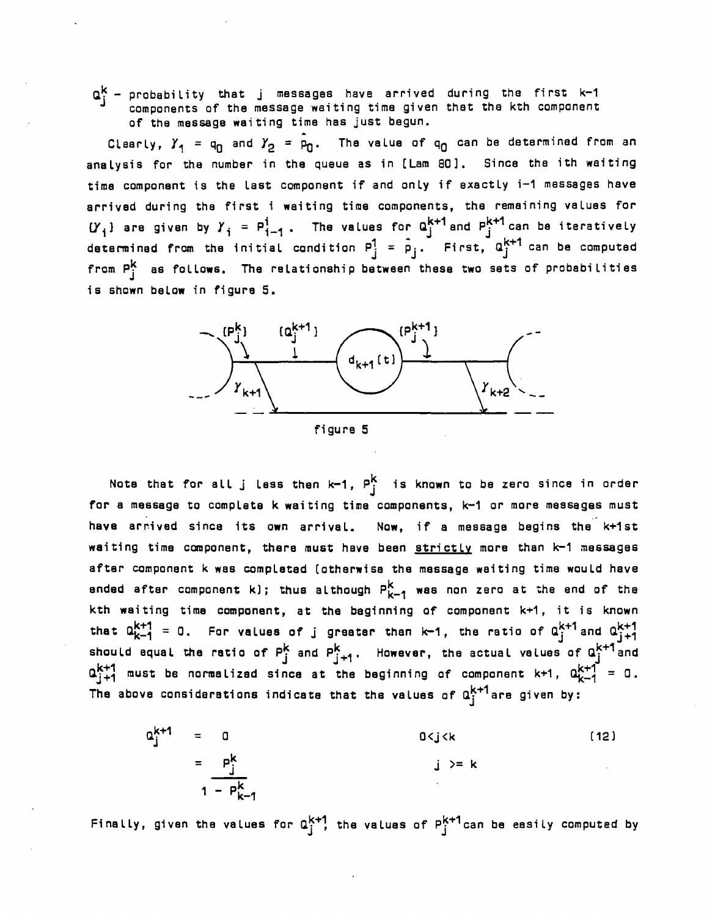$Q_j^k$ - probability that j messages have arrived during the first k-1 components of the message waiting time given that the kth component of the message waiting time has just begun.

Clearly, $\gamma_1 = q_0$ and $\gamma_2 = \hat{p}_0$. The value of $q_0$ can be determined from an analysis for the number in the queue as in [Lam 80]. Since the ith waiting time component is the last component if and only if exactly i-1 messages have arrived during the first i waiting time components, the remaining values for $\{\gamma_i\}$ are given by $\gamma_i = P_{i-1}^i$. The values for $Q_j^{k+1}$ and $P_j^{k+1}$ can be iteratively determined from the initial condition $P_j^1 = \hat{p}_j$. First, $Q_j^{k+1}$ can be computed from $P_j^k$ as follows. The relationship between these two sets of probabilities is shown below in figure 5.

figure 5

Note that for all j less then k-1, $P_j^k$ is known to be zero since in order for a message to complete k waiting time components, k-1 or more messages must have arrived since its own arrival. Now, if a message begins the k+1st waiting time component, there must have been strictly more than k-1 messages after component k was completed (otherwise the message waiting time would have ended after component k); thus although $P_{k-1}^k$ was non zero at the end of the kth waiting time component, at the beginning of component k+1, it is known that $Q_{k-1}^{k+1} = 0$. For values of j greater than k-1, the ratio of $Q_j^{k+1}$ and $Q_{j+1}^{k+1}$ should equal the ratio of $P_j^k$ and $P_{j+1}^k$. However, the actual values of $Q_j^{k+1}$ and $Q_{j+1}^{k+1}$ must be normalized since at the beginning of component k+1, $Q_{k-1}^{k+1} = 0$. The above considerations indicate that the values of $Q_j^{k+1}$ are given by:

$$Q_j^{k+1} = 0 \qquad 0<j<k \qquad (12)$$

$$= \frac{P_j^k}{1 - P_{k-1}^k} \qquad j >= k$$

Finally, given the values for $Q_j^{k+1}$, the values of $P_j^{k+1}$ can be easily computed by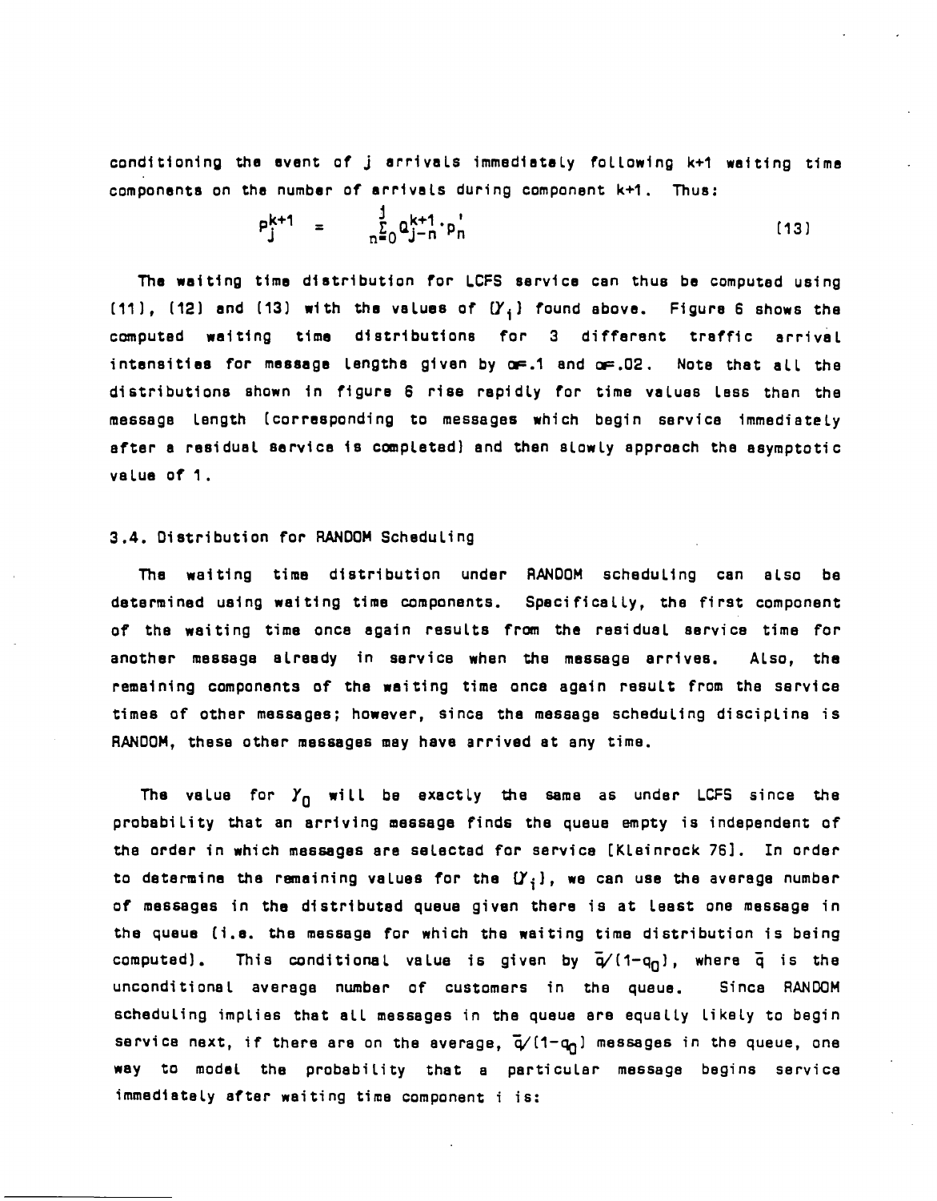conditioning the event of j arrivals immediately following k+1 waiting time components on the number of arrivals during component k+1. Thus:

$$P_j^{k+1} = \sum_{n=0}^{j} Q_{j-n}^{k+1} \cdot P_n' \qquad (13)$$

The waiting time distribution for LCFS service can thus be computed using (11), (12) and (13) with the values of $\{Y_i\}$ found above. Figure 6 shows the computed waiting time distributions for 3 different traffic arrival intensities for message lengths given by $\alpha=.1$ and $\alpha=.02$. Note that all the distributions shown in figure 6 rise rapidly for time values less than the message length (corresponding to messages which begin service immediately after a residual service is completed) and then slowly approach the asymptotic value of 1.

### 3.4. Distribution for RANDOM Scheduling

The waiting time distribution under RANDOM scheduling can also be determined using waiting time components. Specifically, the first component of the waiting time once again results from the residual service time for another message already in service when the message arrives. Also, the remaining components of the waiting time once again result from the service times of other messages; however, since the message scheduling discipline is RANDOM, these other messages may have arrived at any time.

The value for $Y_0$ will be exactly the same as under LCFS since the probability that an arriving message finds the queue empty is independent of the order in which messages are selected for service [Kleinrock 76]. In order to determine the remaining values for the $\{Y_i\}$, we can use the average number of messages in the distributed queue given there is at least one message in the queue (i.e. the message for which the waiting time distribution is being computed). This conditional value is given by $\bar{q}/(1-q_0)$, where $\bar{q}$ is the unconditional average number of customers in the queue. Since RANDOM scheduling implies that all messages in the queue are equally likely to begin service next, if there are on the average, $\bar{q}/(1-q_0)$ messages in the queue, one way to model the probability that a particular message begins service immediately after waiting time component i is: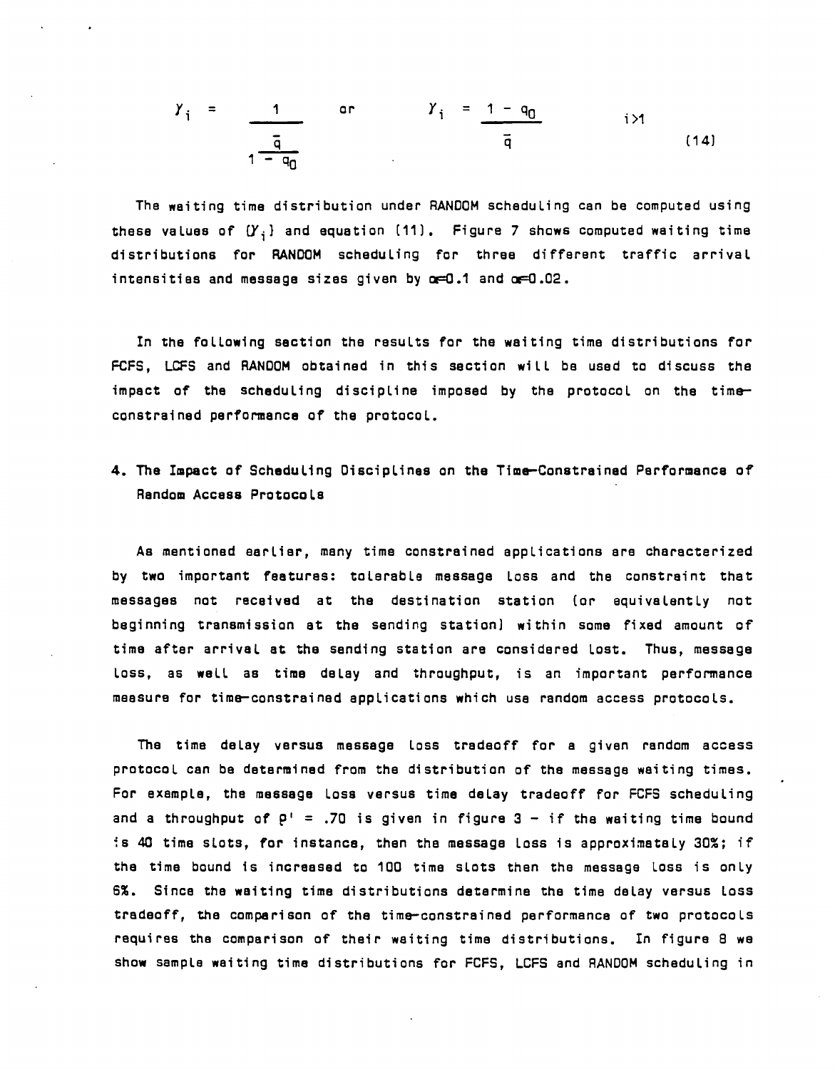$$\gamma_i = \frac{1}{1\frac{\bar{q}}{1 - q_0}} \qquad \text{or} \qquad \gamma_i = \frac{1 - q_0}{\bar{q}} \qquad i>1 \tag{14}$$

The waiting time distribution under RANDOM scheduling can be computed using these values of $\{\gamma_i\}$ and equation (11). Figure 7 shows computed waiting time distributions for RANDOM scheduling for three different traffic arrival intensities and message sizes given by $\alpha$=0.1 and $\alpha$=0.02.

In the following section the results for the waiting time distributions for FCFS, LCFS and RANDOM obtained in this section will be used to discuss the impact of the scheduling discipline imposed by the protocol on the time-constrained performance of the protocol.

## 4. The Impact of Scheduling Disciplines on the Time-Constrained Performance of Random Access Protocols

As mentioned earlier, many time constrained applications are characterized by two important features: tolerable message loss and the constraint that messages not received at the destination station (or equivalently not beginning transmission at the sending station) within some fixed amount of time after arrival at the sending station are considered lost. Thus, message loss, as well as time delay and throughput, is an important performance measure for time-constrained applications which use random access protocols.

The time delay versus message loss tradeoff for a given random access protocol can be determined from the distribution of the message waiting times. For example, the message loss versus time delay tradeoff for FCFS scheduling and a throughput of $\rho'$ = .70 is given in figure 3 - if the waiting time bound is 40 time slots, for instance, then the message loss is approximately 30%; if the time bound is increased to 100 time slots then the message loss is only 6%. Since the waiting time distributions determine the time delay versus loss tradeoff, the comparison of the time-constrained performance of two protocols requires the comparison of their waiting time distributions. In figure 8 we show sample waiting time distributions for FCFS, LCFS and RANDOM scheduling in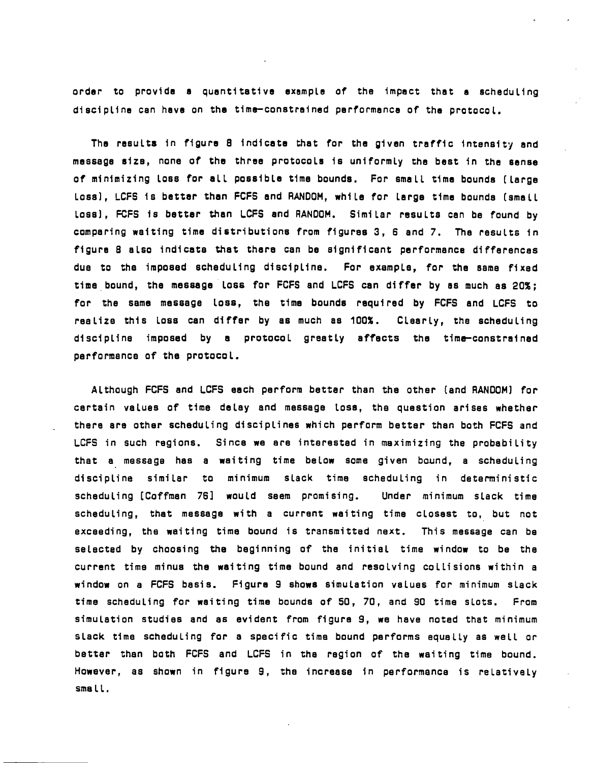order to provide a quantitative example of the impact that a scheduling discipline can have on the time-constrained performance of the protocol.

The results in figure 8 indicate that for the given traffic intensity and message size, none of the three protocols is uniformly the best in the sense of minimizing loss for all possible time bounds. For small time bounds (large loss), LCFS is better than FCFS and RANDOM, while for large time bounds (small loss), FCFS is better than LCFS and RANDOM. Similar results can be found by comparing waiting time distributions from figures 3, 6 and 7. The results in figure 8 also indicate that there can be significant performance differences due to the imposed scheduling discipline. For example, for the same fixed time bound, the message loss for FCFS and LCFS can differ by as much as 20%; for the same message loss, the time bounds required by FCFS and LCFS to realize this loss can differ by as much as 100%. Clearly, the scheduling discipline imposed by a protocol greatly affects the time-constrained performance of the protocol.

Although FCFS and LCFS each perform better than the other (and RANDOM) for certain values of time delay and message loss, the question arises whether there are other scheduling disciplines which perform better than both FCFS and LCFS in such regions. Since we are interested in maximizing the probability that a message has a waiting time below some given bound, a scheduling discipline similar to minimum slack time scheduling in deterministic scheduling [Coffman 76] would seem promising. Under minimum slack time scheduling, that message with a current waiting time closest to, but not exceeding, the waiting time bound is transmitted next. This message can be selected by choosing the beginning of the initial time window to be the current time minus the waiting time bound and resolving collisions within a window on a FCFS basis. Figure 9 shows simulation values for minimum slack time scheduling for waiting time bounds of 50, 70, and 90 time slots. From simulation studies and as evident from figure 9, we have noted that minimum slack time scheduling for a specific time bound performs equally as well or better than both FCFS and LCFS in the region of the waiting time bound. However, as shown in figure 9, the increase in performance is relatively small.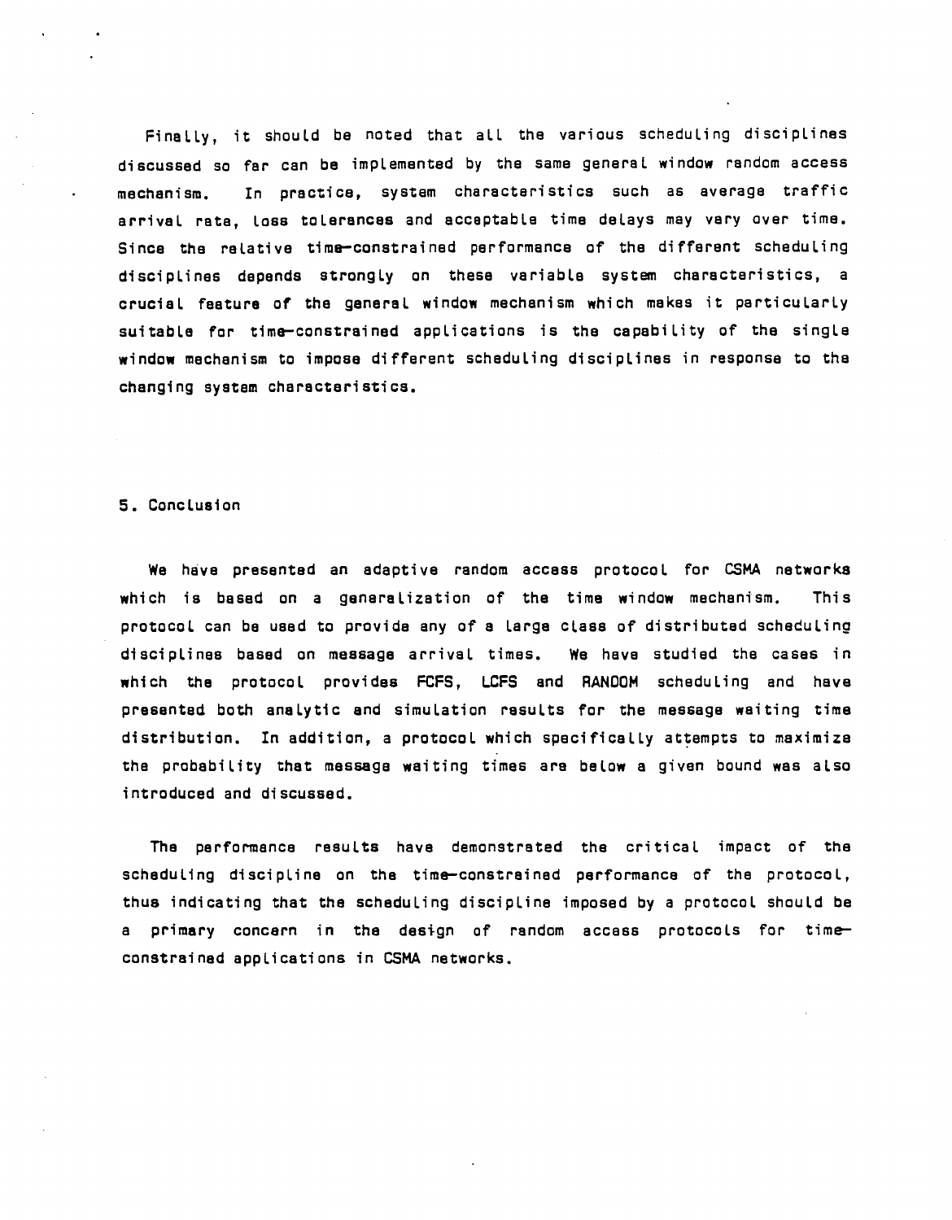Finally, it should be noted that all the various scheduling disciplines discussed so far can be implemented by the same general window random access mechanism. In practice, system characteristics such as average traffic arrival rate, loss tolerances and acceptable time delays may vary over time. Since the relative time-constrained performance of the different scheduling disciplines depends strongly on these variable system characteristics, a crucial feature of the general window mechanism which makes it particularly suitable for time-constrained applications is the capability of the single window mechanism to impose different scheduling disciplines in response to the changing system characteristics.

## 5. Conclusion

We have presented an adaptive random access protocol for CSMA networks which is based on a generalization of the time window mechanism. This protocol can be used to provide any of a large class of distributed scheduling disciplines based on message arrival times. We have studied the cases in which the protocol provides FCFS, LCFS and RANDOM scheduling and have presented both analytic and simulation results for the message waiting time distribution. In addition, a protocol which specifically attempts to maximize the probability that message waiting times are below a given bound was also introduced and discussed.

The performance results have demonstrated the critical impact of the scheduling discipline on the time-constrained performance of the protocol, thus indicating that the scheduling discipline imposed by a protocol should be a primary concern in the design of random access protocols for time-constrained applications in CSMA networks.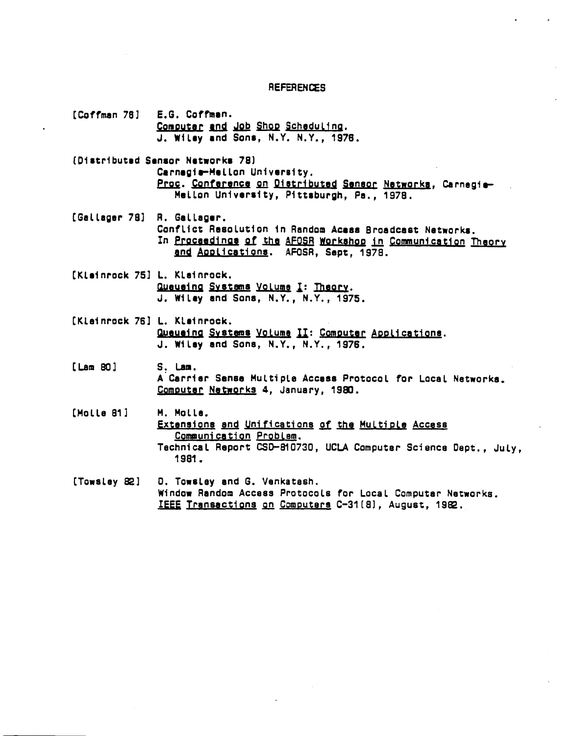# REFERENCES

[Coffman 76] E.G. Coffman.
*Computer and Job Shop Scheduling*.
J. Wiley and Sons, N.Y. N.Y., 1976.

[Distributed Sensor Networks 78]
Carnegie-Mellon University.
*Proc. Conference on Distributed Sensor Networks*, Carnegie-Mellon University, Pittsburgh, Pa., 1978.

[Gallager 78] R. Gallager.
Conflict Resolution in Random Acess Broadcast Networks.
In *Proceedings of the AFOSR Workshop in Communication Theory and Applications*. AFOSR, Sept, 1978.

[Kleinrock 75] L. Kleinrock.
*Queueing Systems Volume I: Theory*.
J. Wiley and Sons, N.Y., N.Y., 1975.

[Kleinrock 76] L. Kleinrock.
*Queueing Systems Volume II: Computer Applications*.
J. Wiley and Sons, N.Y., N.Y., 1976.

[Lam 80] S. Lam.
A Carrier Sense Multiple Access Protocol for Local Networks.
*Computer Networks* 4, January, 1980.

[Molle 81] M. Molle.
*Extensions and Unifications of the Multiple Access Communication Problem*.
Technical Report CSD-810730, UCLA Computer Science Dept., July, 1981.

[Towsley 82] D. Towsley and G. Venkatesh.
Window Random Access Protocols for Local Computer Networks.
*IEEE Transactions on Computers* C-31(8), August, 1982.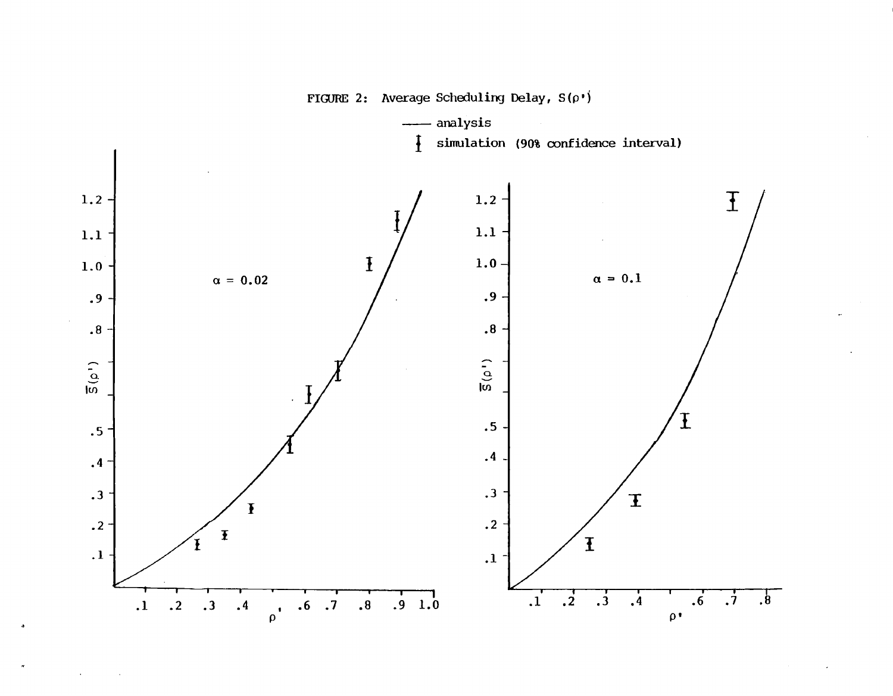FIGURE 2: Average Scheduling Delay, $S(\rho')$

—— analysis

simulation (90% confidence interval)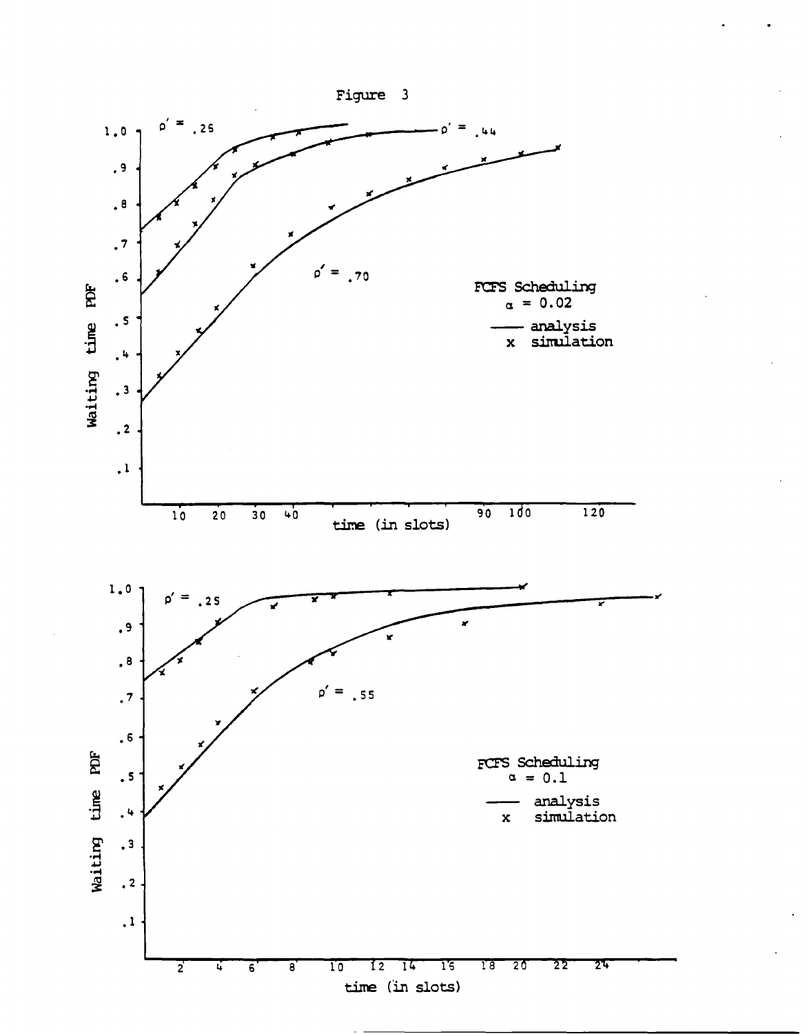Figure 3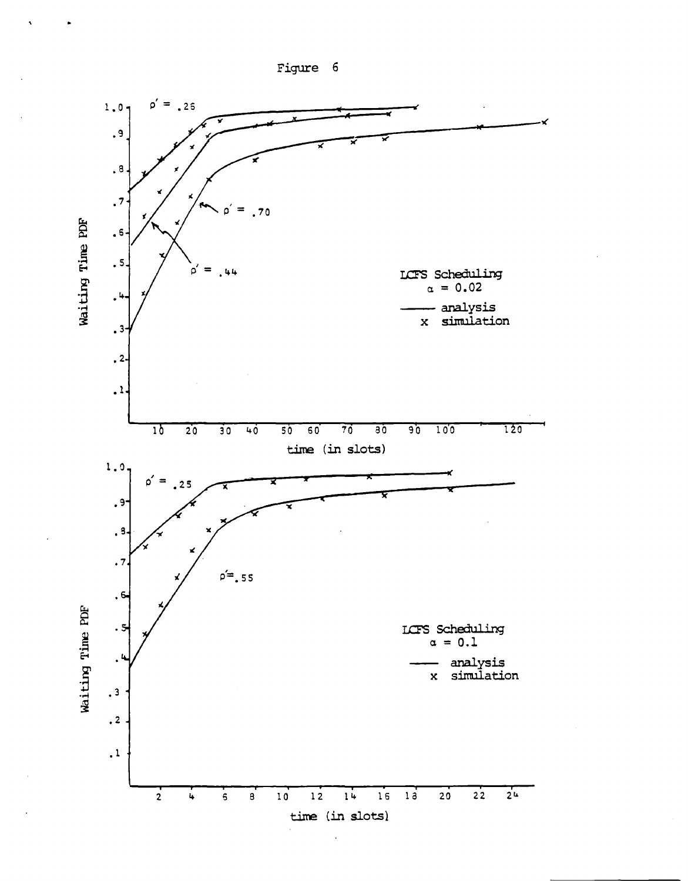Figure 6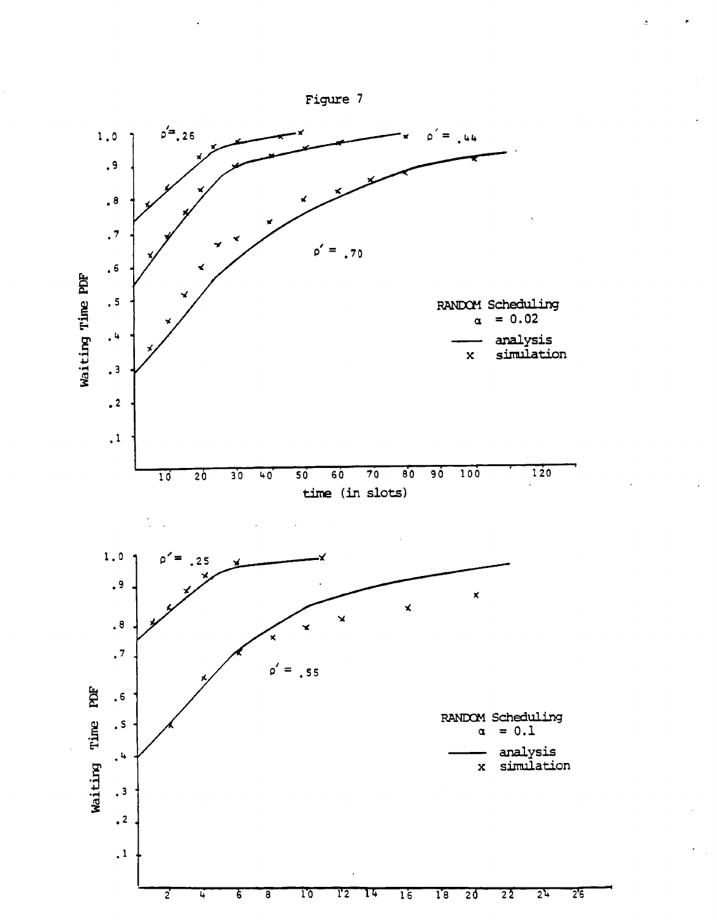Figure 7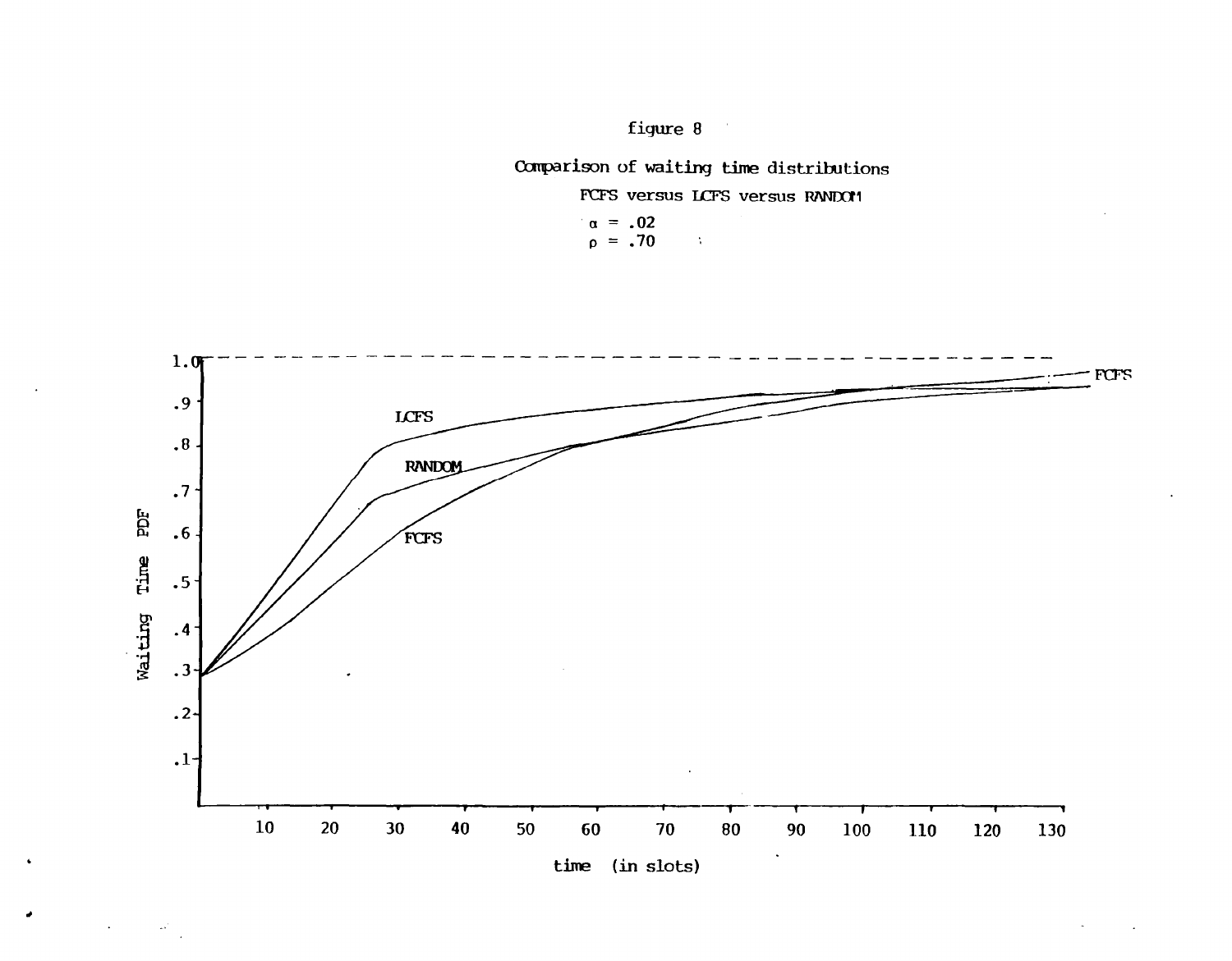figure 8

Comparison of waiting time distributions

FCFS versus LCFS versus RANDOM

$\alpha = .02$

$\rho = .70$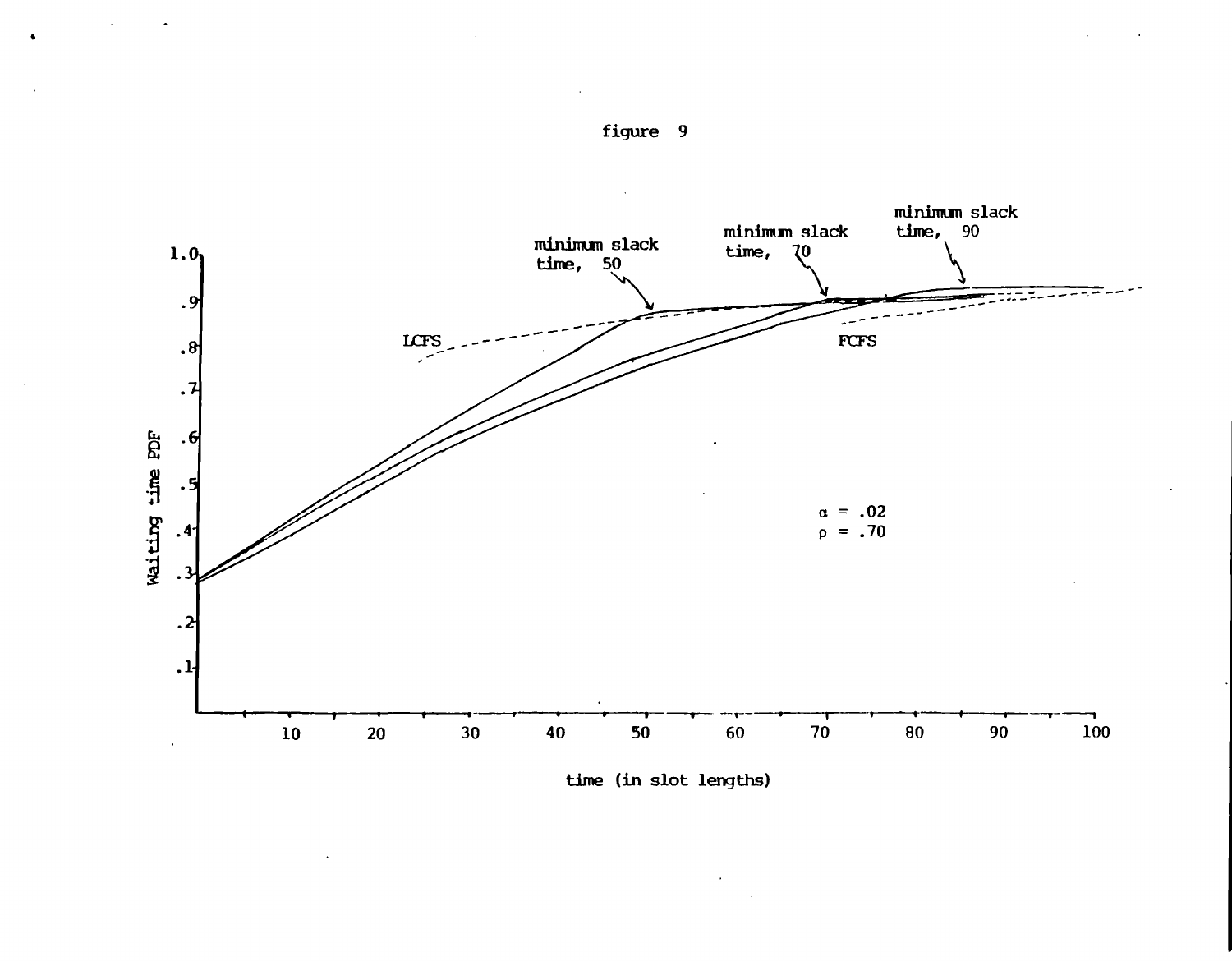figure 9

minimum slack time, 50

minimum slack time, 70

minimum slack time, 90

LCFS

FCFS

1.0
.9
.8
.7
.6
.5
.4
.3
.2
.1

Waiting time PDF

$\alpha$ = .02
$\rho$ = .70

10 20 30 40 50 60 70 80 90 100

time (in slot lengths)